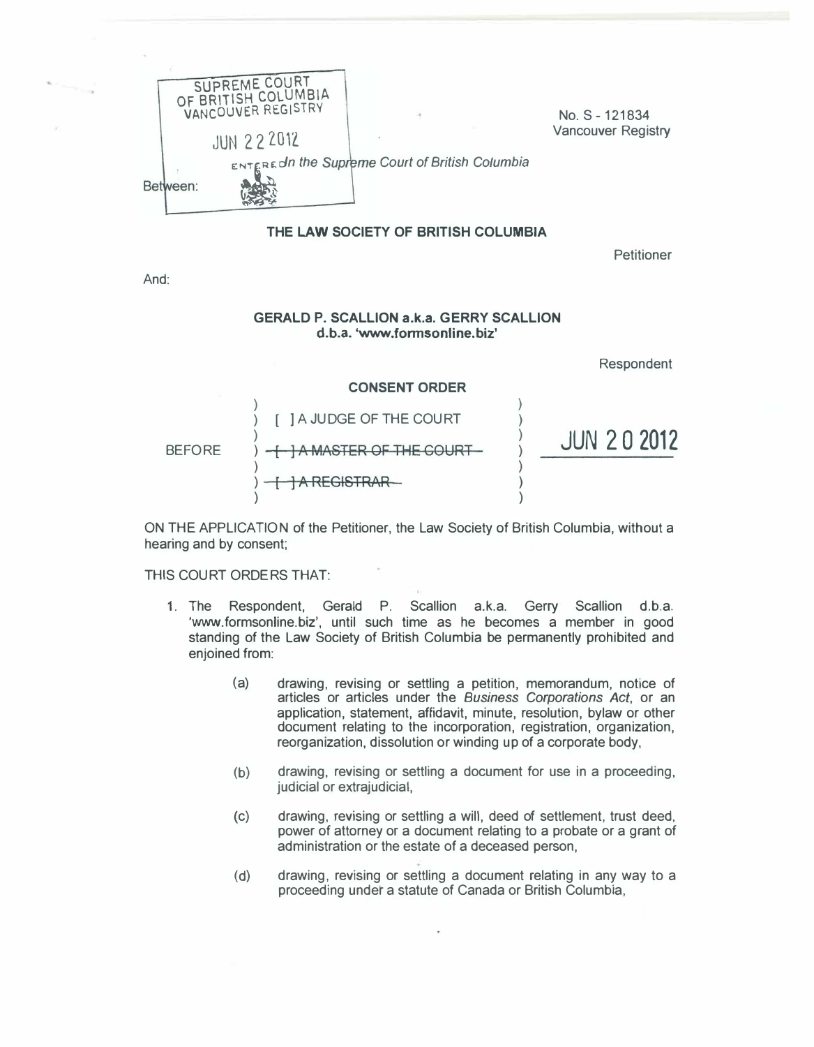SUPREME COURT OF BRITISH COLUMBIA VANCOUVER REGISTRY

JUN 22 2012

ENTERED

No. S - 121834
Vancouver Registry

*In the Supreme Court of British Columbia*

Between:

**THE LAW SOCIETY OF BRITISH COLUMBIA**

Petitioner

And:

**GERALD P. SCALLION a.k.a. GERRY SCALLION d.b.a. 'www.formsonline.biz'**

Respondent

**CONSENT ORDER**

BEFORE

[ ] A JUDGE OF THE COURT

~~[ ] A MASTER OF THE COURT~~

~~[ ] A REGISTRAR~~

JUN 20 2012

ON THE APPLICATION of the Petitioner, the Law Society of British Columbia, without a hearing and by consent;

THIS COURT ORDERS THAT:

1. The Respondent, Gerald P. Scallion a.k.a. Gerry Scallion d.b.a. 'www.formsonline.biz', until such time as he becomes a member in good standing of the Law Society of British Columbia be permanently prohibited and enjoined from:

   (a) drawing, revising or settling a petition, memorandum, notice of articles or articles under the *Business Corporations Act*, or an application, statement, affidavit, minute, resolution, bylaw or other document relating to the incorporation, registration, organization, reorganization, dissolution or winding up of a corporate body,

   (b) drawing, revising or settling a document for use in a proceeding, judicial or extrajudicial,

   (c) drawing, revising or settling a will, deed of settlement, trust deed, power of attorney or a document relating to a probate or a grant of administration or the estate of a deceased person,

   (d) drawing, revising or settling a document relating in any way to a proceeding under a statute of Canada or British Columbia,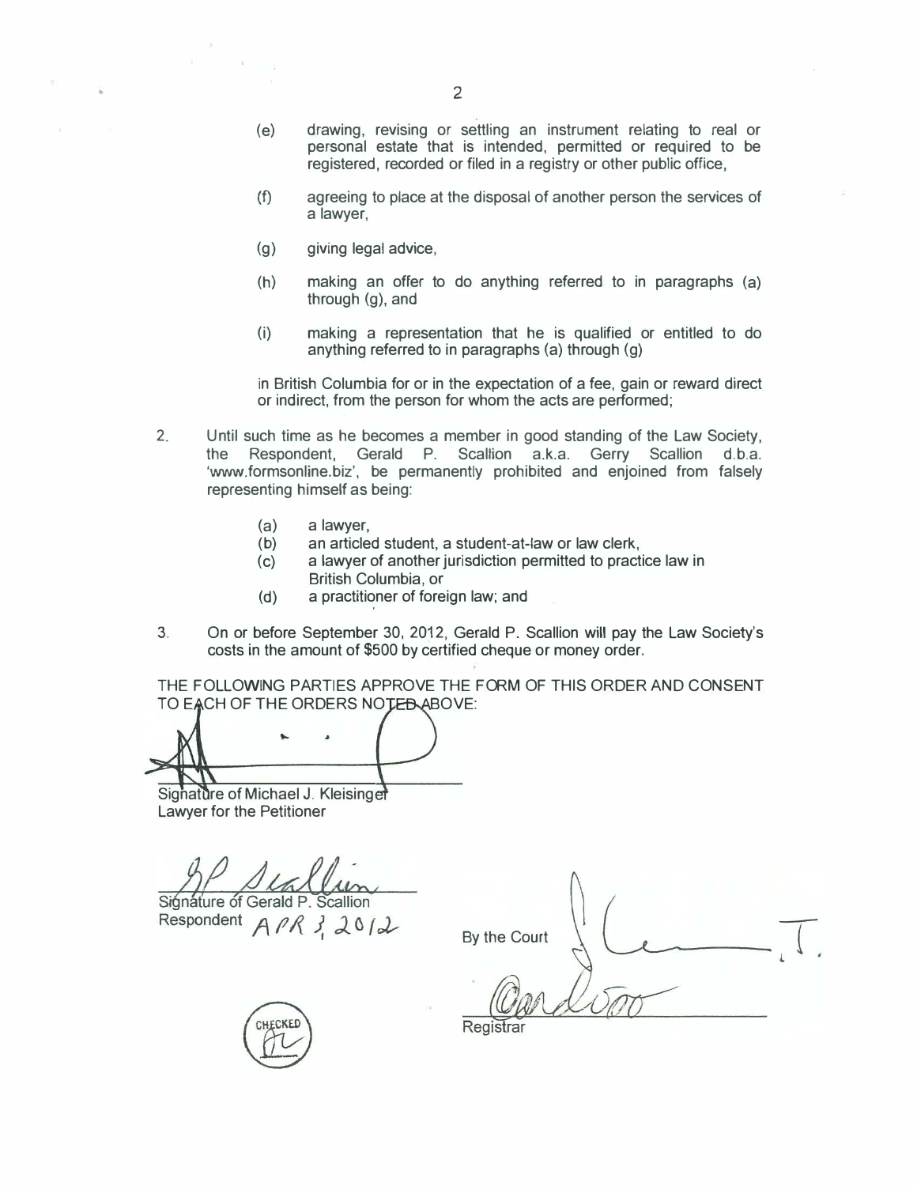(e) drawing, revising or settling an instrument relating to real or personal estate that is intended, permitted or required to be registered, recorded or filed in a registry or other public office,

(f) agreeing to place at the disposal of another person the services of a lawyer,

(g) giving legal advice,

(h) making an offer to do anything referred to in paragraphs (a) through (g), and

(i) making a representation that he is qualified or entitled to do anything referred to in paragraphs (a) through (g)

in British Columbia for or in the expectation of a fee, gain or reward direct or indirect, from the person for whom the acts are performed;

2. Until such time as he becomes a member in good standing of the Law Society, the Respondent, Gerald P. Scallion a.k.a. Gerry Scallion d.b.a. 'www.formsonline.biz', be permanently prohibited and enjoined from falsely representing himself as being:

   (a) a lawyer,
   (b) an articled student, a student-at-law or law clerk,
   (c) a lawyer of another jurisdiction permitted to practice law in British Columbia, or
   (d) a practitioner of foreign law; and

3. On or before September 30, 2012, Gerald P. Scallion will pay the Law Society's costs in the amount of $500 by certified cheque or money order.

THE FOLLOWING PARTIES APPROVE THE FORM OF THIS ORDER AND CONSENT TO EACH OF THE ORDERS NOTED ABOVE:

Signature of Michael J. Kleisinger
Lawyer for the Petitioner

Signature of Gerald P. Scallion
Respondent APR 3, 2012

By the Court

Registrar

CHECKED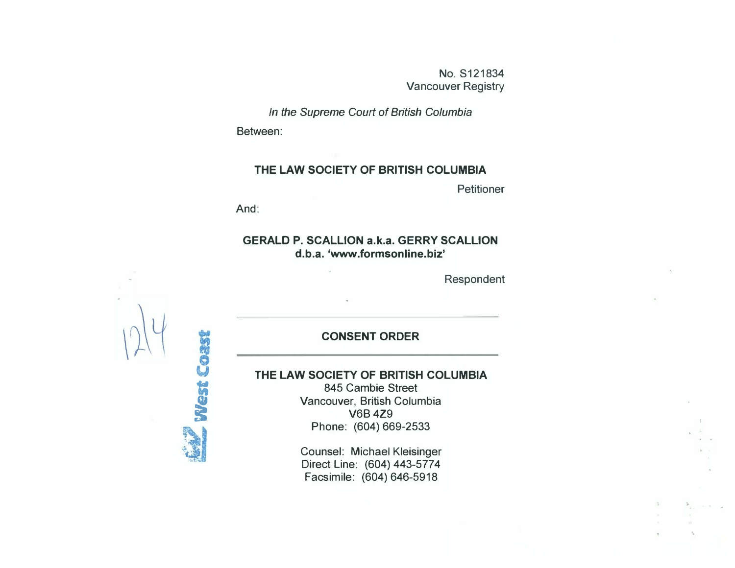No. S121834
Vancouver Registry

*In the Supreme Court of British Columbia*

Between:

**THE LAW SOCIETY OF BRITISH COLUMBIA**

Petitioner

And:

**GERALD P. SCALLION a.k.a. GERRY SCALLION**
**d.b.a. 'www.formsonline.biz'**

Respondent

12|4

West Coast

---

**CONSENT ORDER**

---

**THE LAW SOCIETY OF BRITISH COLUMBIA**
845 Cambie Street
Vancouver, British Columbia
V6B 4Z9
Phone: (604) 669-2533

Counsel: Michael Kleisinger
Direct Line: (604) 443-5774
Facsimile: (604) 646-5918